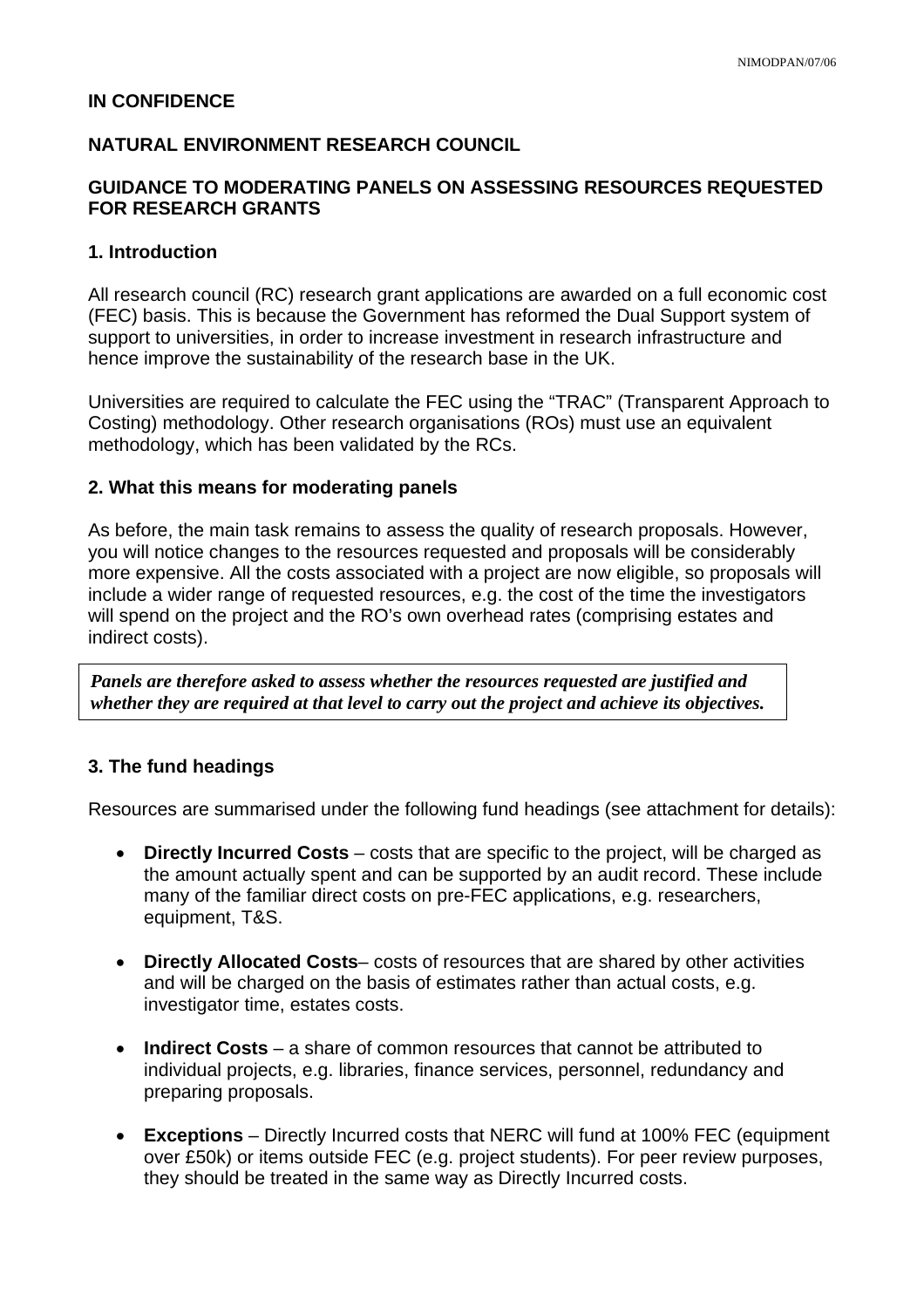**IN CONFIDENCE**

**NATURAL ENVIRONMENT RESEARCH COUNCIL**

**GUIDANCE TO MODERATING PANELS ON ASSESSING RESOURCES REQUESTED FOR RESEARCH GRANTS**

## 1. Introduction

All research council (RC) research grant applications are awarded on a full economic cost (FEC) basis. This is because the Government has reformed the Dual Support system of support to universities, in order to increase investment in research infrastructure and hence improve the sustainability of the research base in the UK.

Universities are required to calculate the FEC using the "TRAC" (Transparent Approach to Costing) methodology. Other research organisations (ROs) must use an equivalent methodology, which has been validated by the RCs.

## 2. What this means for moderating panels

As before, the main task remains to assess the quality of research proposals. However, you will notice changes to the resources requested and proposals will be considerably more expensive. All the costs associated with a project are now eligible, so proposals will include a wider range of requested resources, e.g. the cost of the time the investigators will spend on the project and the RO's own overhead rates (comprising estates and indirect costs).

> ***Panels are therefore asked to assess whether the resources requested are justified and whether they are required at that level to carry out the project and achieve its objectives.***

## 3. The fund headings

Resources are summarised under the following fund headings (see attachment for details):

- **Directly Incurred Costs** – costs that are specific to the project, will be charged as the amount actually spent and can be supported by an audit record. These include many of the familiar direct costs on pre-FEC applications, e.g. researchers, equipment, T&S.
- **Directly Allocated Costs**– costs of resources that are shared by other activities and will be charged on the basis of estimates rather than actual costs, e.g. investigator time, estates costs.
- **Indirect Costs** – a share of common resources that cannot be attributed to individual projects, e.g. libraries, finance services, personnel, redundancy and preparing proposals.
- **Exceptions** – Directly Incurred costs that NERC will fund at 100% FEC (equipment over £50k) or items outside FEC (e.g. project students). For peer review purposes, they should be treated in the same way as Directly Incurred costs.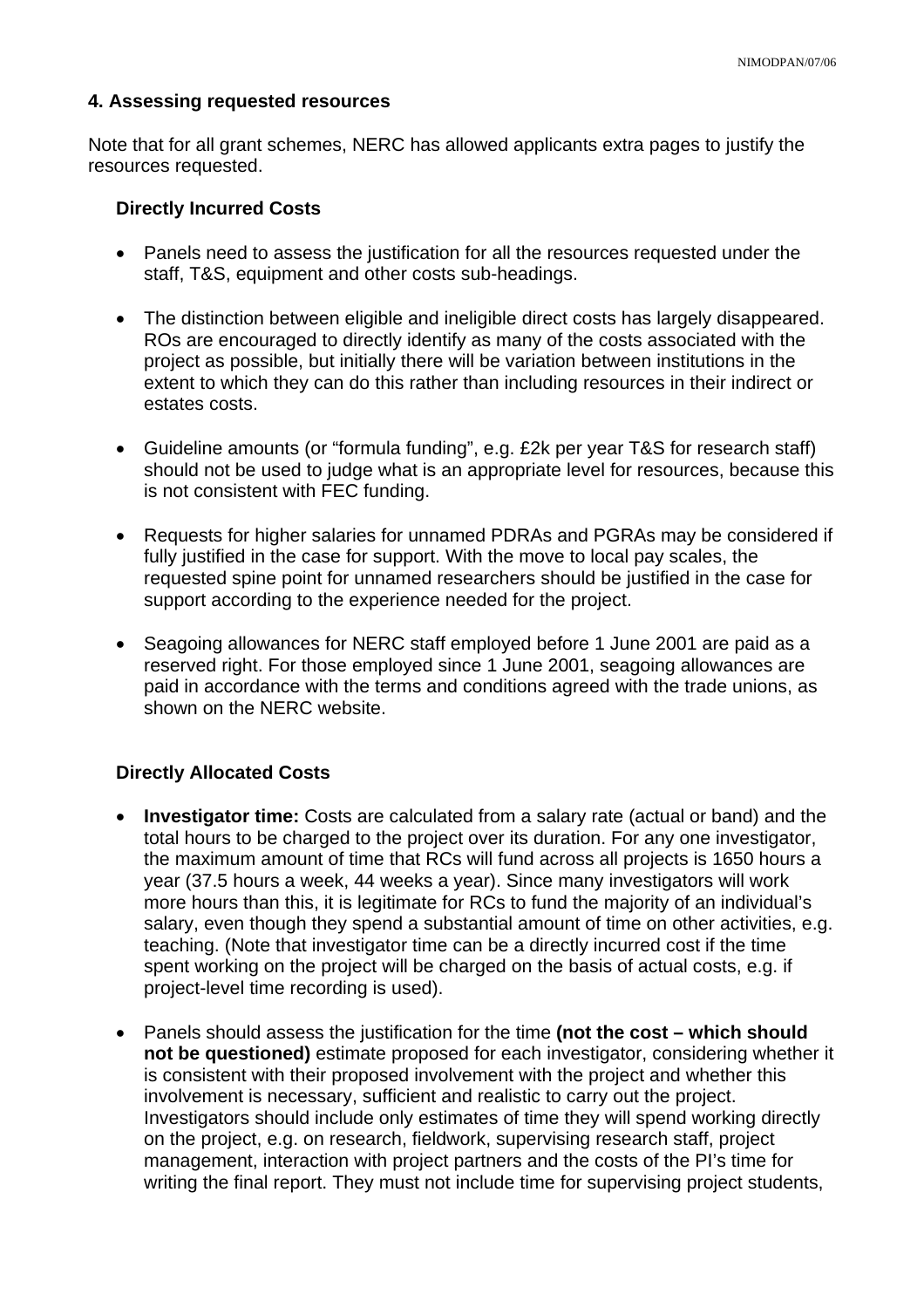## 4. Assessing requested resources

Note that for all grant schemes, NERC has allowed applicants extra pages to justify the resources requested.

### Directly Incurred Costs

- Panels need to assess the justification for all the resources requested under the staff, T&S, equipment and other costs sub-headings.
- The distinction between eligible and ineligible direct costs has largely disappeared. ROs are encouraged to directly identify as many of the costs associated with the project as possible, but initially there will be variation between institutions in the extent to which they can do this rather than including resources in their indirect or estates costs.
- Guideline amounts (or "formula funding", e.g. £2k per year T&S for research staff) should not be used to judge what is an appropriate level for resources, because this is not consistent with FEC funding.
- Requests for higher salaries for unnamed PDRAs and PGRAs may be considered if fully justified in the case for support. With the move to local pay scales, the requested spine point for unnamed researchers should be justified in the case for support according to the experience needed for the project.
- Seagoing allowances for NERC staff employed before 1 June 2001 are paid as a reserved right. For those employed since 1 June 2001, seagoing allowances are paid in accordance with the terms and conditions agreed with the trade unions, as shown on the NERC website.

### Directly Allocated Costs

- **Investigator time:** Costs are calculated from a salary rate (actual or band) and the total hours to be charged to the project over its duration. For any one investigator, the maximum amount of time that RCs will fund across all projects is 1650 hours a year (37.5 hours a week, 44 weeks a year). Since many investigators will work more hours than this, it is legitimate for RCs to fund the majority of an individual's salary, even though they spend a substantial amount of time on other activities, e.g. teaching. (Note that investigator time can be a directly incurred cost if the time spent working on the project will be charged on the basis of actual costs, e.g. if project-level time recording is used).
- Panels should assess the justification for the time **(not the cost – which should not be questioned)** estimate proposed for each investigator, considering whether it is consistent with their proposed involvement with the project and whether this involvement is necessary, sufficient and realistic to carry out the project. Investigators should include only estimates of time they will spend working directly on the project, e.g. on research, fieldwork, supervising research staff, project management, interaction with project partners and the costs of the PI's time for writing the final report. They must not include time for supervising project students,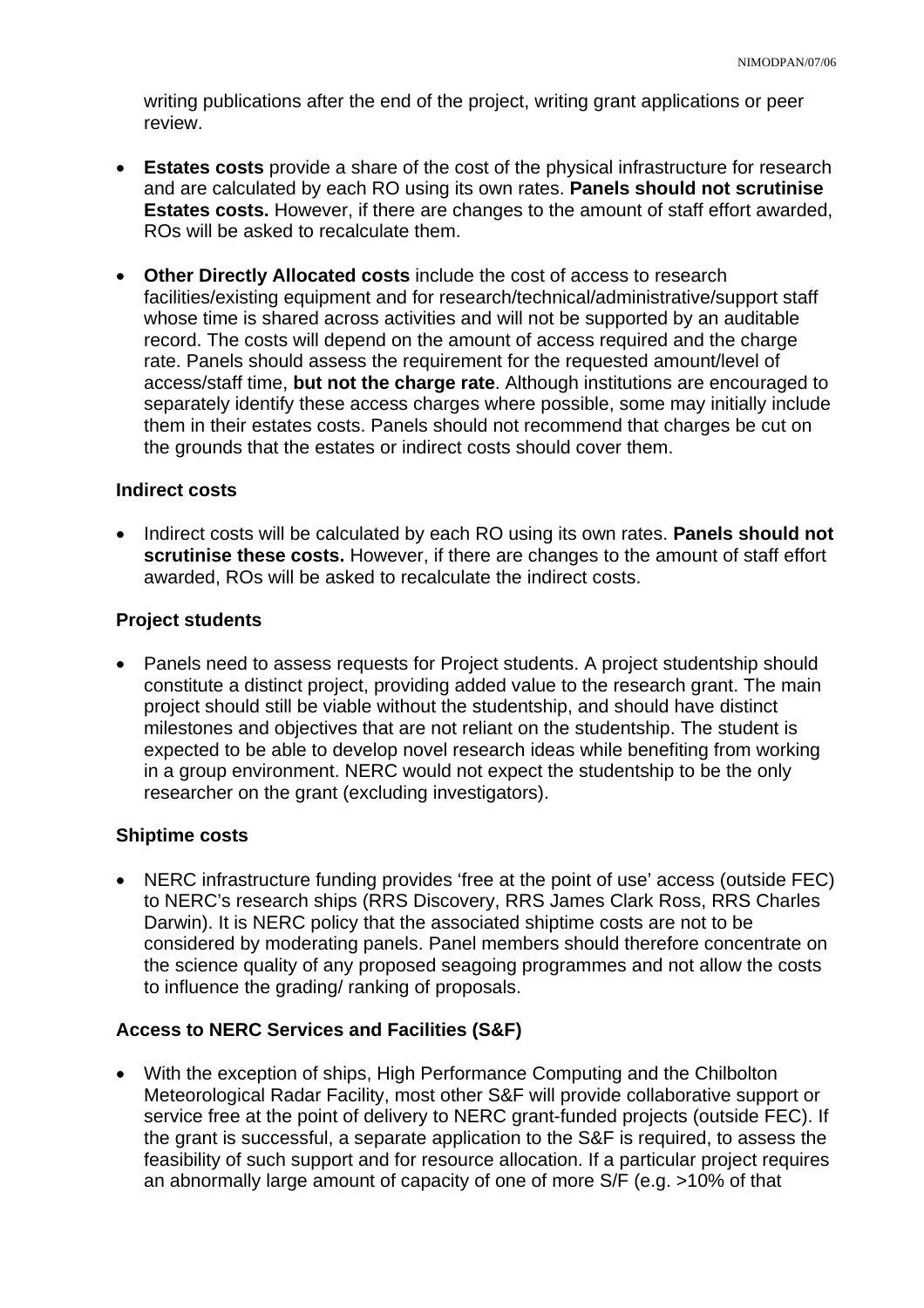writing publications after the end of the project, writing grant applications or peer review.

- **Estates costs** provide a share of the cost of the physical infrastructure for research and are calculated by each RO using its own rates. **Panels should not scrutinise Estates costs.** However, if there are changes to the amount of staff effort awarded, ROs will be asked to recalculate them.

- **Other Directly Allocated costs** include the cost of access to research facilities/existing equipment and for research/technical/administrative/support staff whose time is shared across activities and will not be supported by an auditable record. The costs will depend on the amount of access required and the charge rate. Panels should assess the requirement for the requested amount/level of access/staff time, **but not the charge rate**. Although institutions are encouraged to separately identify these access charges where possible, some may initially include them in their estates costs. Panels should not recommend that charges be cut on the grounds that the estates or indirect costs should cover them.

### Indirect costs

- Indirect costs will be calculated by each RO using its own rates. **Panels should not scrutinise these costs.** However, if there are changes to the amount of staff effort awarded, ROs will be asked to recalculate the indirect costs.

### Project students

- Panels need to assess requests for Project students. A project studentship should constitute a distinct project, providing added value to the research grant. The main project should still be viable without the studentship, and should have distinct milestones and objectives that are not reliant on the studentship. The student is expected to be able to develop novel research ideas while benefiting from working in a group environment. NERC would not expect the studentship to be the only researcher on the grant (excluding investigators).

### Shiptime costs

- NERC infrastructure funding provides 'free at the point of use' access (outside FEC) to NERC's research ships (RRS Discovery, RRS James Clark Ross, RRS Charles Darwin). It is NERC policy that the associated shiptime costs are not to be considered by moderating panels. Panel members should therefore concentrate on the science quality of any proposed seagoing programmes and not allow the costs to influence the grading/ ranking of proposals.

### Access to NERC Services and Facilities (S&F)

- With the exception of ships, High Performance Computing and the Chilbolton Meteorological Radar Facility, most other S&F will provide collaborative support or service free at the point of delivery to NERC grant-funded projects (outside FEC). If the grant is successful, a separate application to the S&F is required, to assess the feasibility of such support and for resource allocation. If a particular project requires an abnormally large amount of capacity of one of more S/F (e.g. >10% of that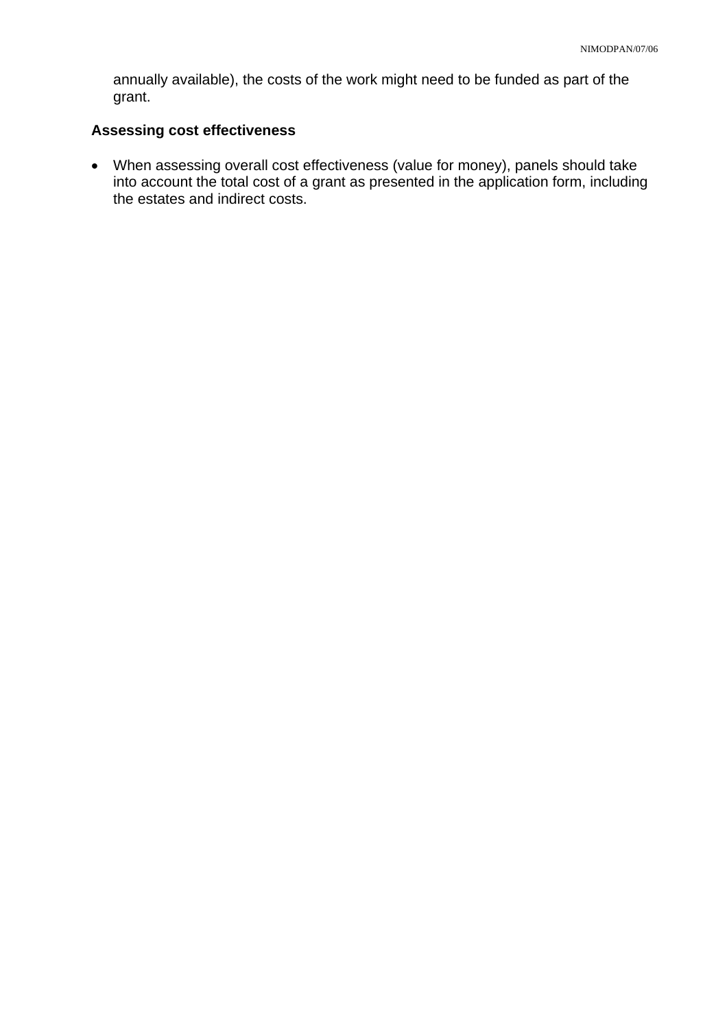annually available), the costs of the work might need to be funded as part of the grant.

**Assessing cost effectiveness**

- When assessing overall cost effectiveness (value for money), panels should take into account the total cost of a grant as presented in the application form, including the estates and indirect costs.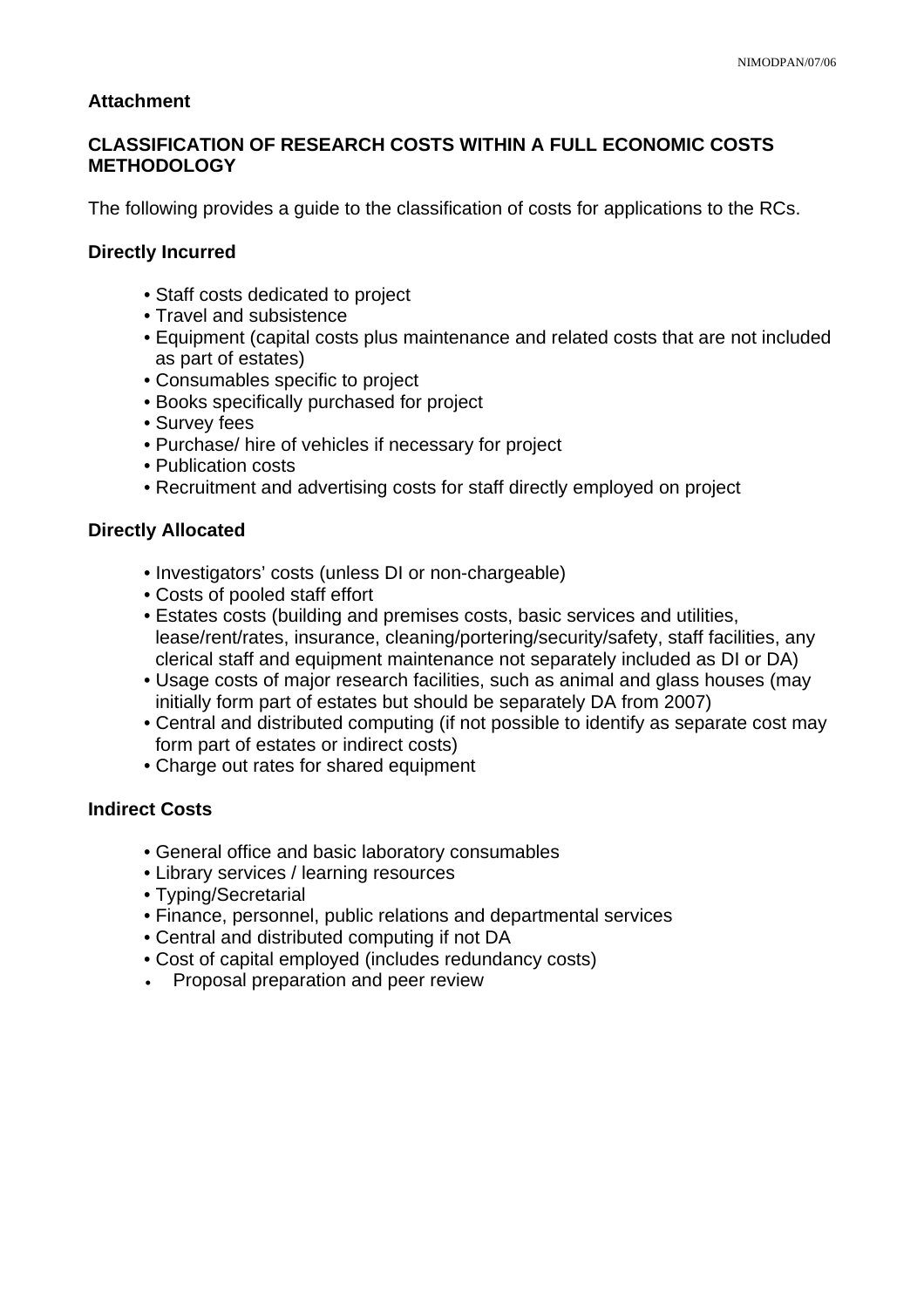**Attachment**

**CLASSIFICATION OF RESEARCH COSTS WITHIN A FULL ECONOMIC COSTS METHODOLOGY**

The following provides a guide to the classification of costs for applications to the RCs.

**Directly Incurred**

- Staff costs dedicated to project
- Travel and subsistence
- Equipment (capital costs plus maintenance and related costs that are not included as part of estates)
- Consumables specific to project
- Books specifically purchased for project
- Survey fees
- Purchase/ hire of vehicles if necessary for project
- Publication costs
- Recruitment and advertising costs for staff directly employed on project

**Directly Allocated**

- Investigators' costs (unless DI or non-chargeable)
- Costs of pooled staff effort
- Estates costs (building and premises costs, basic services and utilities, lease/rent/rates, insurance, cleaning/portering/security/safety, staff facilities, any clerical staff and equipment maintenance not separately included as DI or DA)
- Usage costs of major research facilities, such as animal and glass houses (may initially form part of estates but should be separately DA from 2007)
- Central and distributed computing (if not possible to identify as separate cost may form part of estates or indirect costs)
- Charge out rates for shared equipment

**Indirect Costs**

- General office and basic laboratory consumables
- Library services / learning resources
- Typing/Secretarial
- Finance, personnel, public relations and departmental services
- Central and distributed computing if not DA
- Cost of capital employed (includes redundancy costs)
- Proposal preparation and peer review